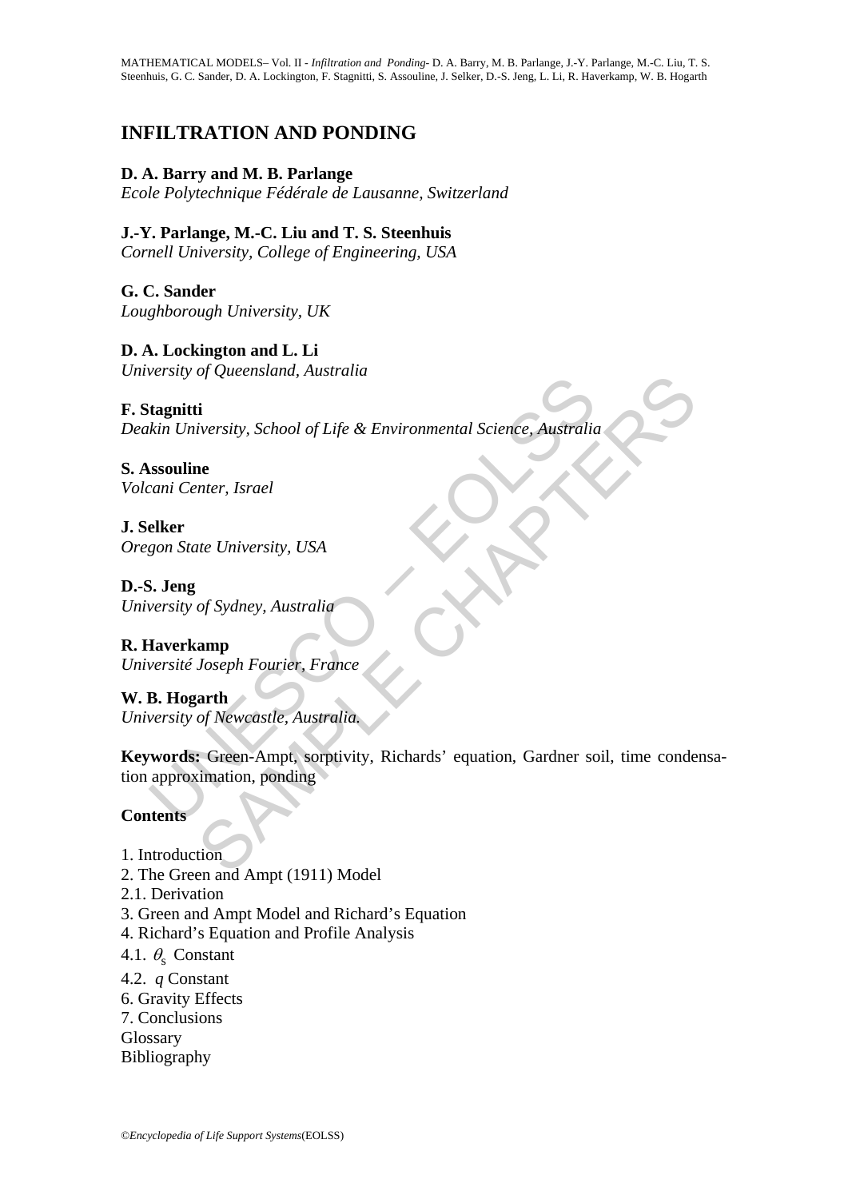# INFILTRATION AND PONDING

**D. A. Barry and M. B. Parlange**
*Ecole Polytechnique Fédérale de Lausanne, Switzerland*

**J.-Y. Parlange, M.-C. Liu and T. S. Steenhuis**
*Cornell University, College of Engineering, USA*

**G. C. Sander**
*Loughborough University, UK*

**D. A. Lockington and L. Li**
*University of Queensland, Australia*

**F. Stagnitti**
*Deakin University, School of Life & Environmental Science, Australia*

**S. Assouline**
*Volcani Center, Israel*

**J. Selker**
*Oregon State University, USA*

**D.-S. Jeng**
*University of Sydney, Australia*

**R. Haverkamp**
*Université Joseph Fourier, France*

**W. B. Hogarth**
*University of Newcastle, Australia.*

**Keywords:** Green-Ampt, sorptivity, Richards' equation, Gardner soil, time condensation approximation, ponding

## Contents

1. Introduction
2. The Green and Ampt (1911) Model
2.1. Derivation
3. Green and Ampt Model and Richard's Equation
4. Richard's Equation and Profile Analysis
4.1. $\theta_s$ Constant
4.2. $q$ Constant
6. Gravity Effects
7. Conclusions
Glossary
Bibliography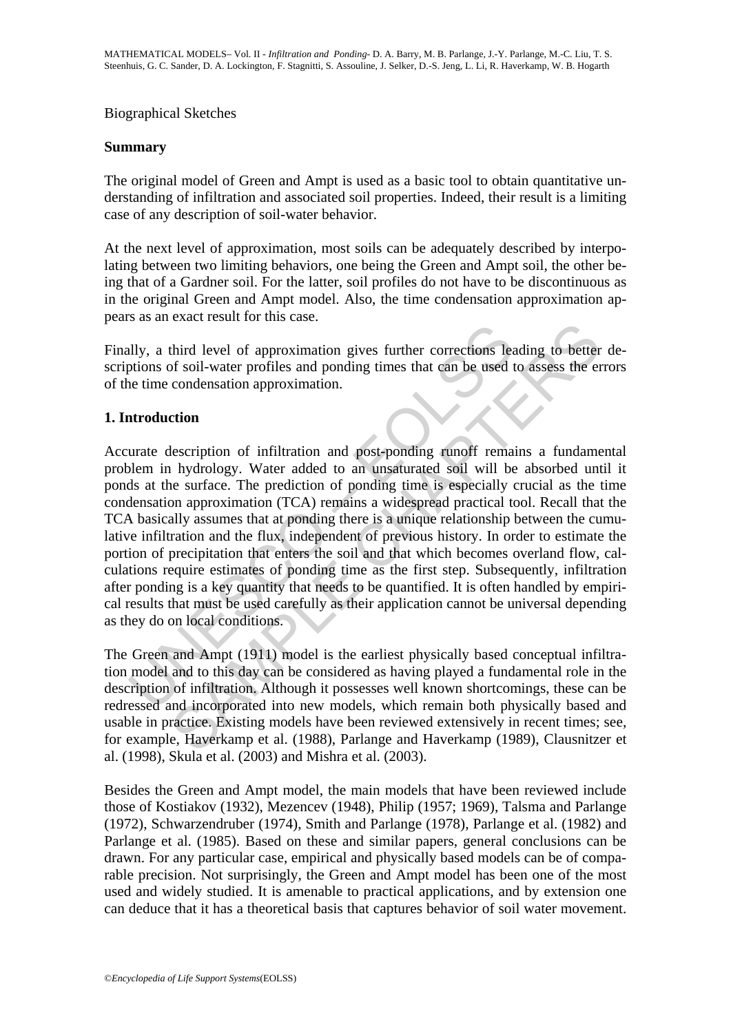Biographical Sketches

**Summary**

The original model of Green and Ampt is used as a basic tool to obtain quantitative understanding of infiltration and associated soil properties. Indeed, their result is a limiting case of any description of soil-water behavior.

At the next level of approximation, most soils can be adequately described by interpolating between two limiting behaviors, one being the Green and Ampt soil, the other being that of a Gardner soil. For the latter, soil profiles do not have to be discontinuous as in the original Green and Ampt model. Also, the time condensation approximation appears as an exact result for this case.

Finally, a third level of approximation gives further corrections leading to better descriptions of soil-water profiles and ponding times that can be used to assess the errors of the time condensation approximation.

## 1. Introduction

Accurate description of infiltration and post-ponding runoff remains a fundamental problem in hydrology. Water added to an unsaturated soil will be absorbed until it ponds at the surface. The prediction of ponding time is especially crucial as the time condensation approximation (TCA) remains a widespread practical tool. Recall that the TCA basically assumes that at ponding there is a unique relationship between the cumulative infiltration and the flux, independent of previous history. In order to estimate the portion of precipitation that enters the soil and that which becomes overland flow, calculations require estimates of ponding time as the first step. Subsequently, infiltration after ponding is a key quantity that needs to be quantified. It is often handled by empirical results that must be used carefully as their application cannot be universal depending as they do on local conditions.

The Green and Ampt (1911) model is the earliest physically based conceptual infiltration model and to this day can be considered as having played a fundamental role in the description of infiltration. Although it possesses well known shortcomings, these can be redressed and incorporated into new models, which remain both physically based and usable in practice. Existing models have been reviewed extensively in recent times; see, for example, Haverkamp et al. (1988), Parlange and Haverkamp (1989), Clausnitzer et al. (1998), Skula et al. (2003) and Mishra et al. (2003).

Besides the Green and Ampt model, the main models that have been reviewed include those of Kostiakov (1932), Mezencev (1948), Philip (1957; 1969), Talsma and Parlange (1972), Schwarzendruber (1974), Smith and Parlange (1978), Parlange et al. (1982) and Parlange et al. (1985). Based on these and similar papers, general conclusions can be drawn. For any particular case, empirical and physically based models can be of comparable precision. Not surprisingly, the Green and Ampt model has been one of the most used and widely studied. It is amenable to practical applications, and by extension one can deduce that it has a theoretical basis that captures behavior of soil water movement.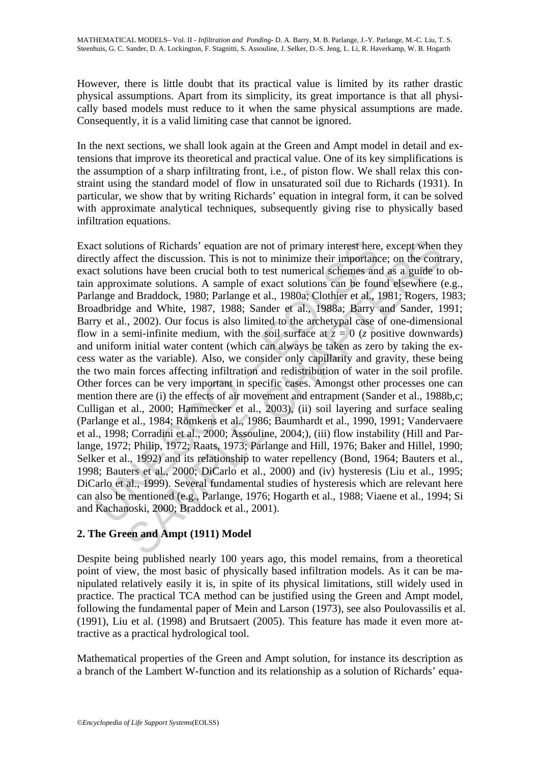However, there is little doubt that its practical value is limited by its rather drastic physical assumptions. Apart from its simplicity, its great importance is that all physically based models must reduce to it when the same physical assumptions are made. Consequently, it is a valid limiting case that cannot be ignored.

In the next sections, we shall look again at the Green and Ampt model in detail and extensions that improve its theoretical and practical value. One of its key simplifications is the assumption of a sharp infiltrating front, i.e., of piston flow. We shall relax this constraint using the standard model of flow in unsaturated soil due to Richards (1931). In particular, we show that by writing Richards' equation in integral form, it can be solved with approximate analytical techniques, subsequently giving rise to physically based infiltration equations.

Exact solutions of Richards' equation are not of primary interest here, except when they directly affect the discussion. This is not to minimize their importance; on the contrary, exact solutions have been crucial both to test numerical schemes and as a guide to obtain approximate solutions. A sample of exact solutions can be found elsewhere (e.g., Parlange and Braddock, 1980; Parlange et al., 1980a; Clothier et al., 1981; Rogers, 1983; Broadbridge and White, 1987, 1988; Sander et al., 1988a; Barry and Sander, 1991; Barry et al., 2002). Our focus is also limited to the archetypal case of one-dimensional flow in a semi-infinite medium, with the soil surface at $z = 0$ ($z$ positive downwards) and uniform initial water content (which can always be taken as zero by taking the excess water as the variable). Also, we consider only capillarity and gravity, these being the two main forces affecting infiltration and redistribution of water in the soil profile. Other forces can be very important in specific cases. Amongst other processes one can mention there are (i) the effects of air movement and entrapment (Sander et al., 1988b,c; Culligan et al., 2000; Hammecker et al., 2003), (ii) soil layering and surface sealing (Parlange et al., 1984; Römkens et al., 1986; Baumhardt et al., 1990, 1991; Vandervaere et al., 1998; Corradini et al., 2000; Assouline, 2004;), (iii) flow instability (Hill and Parlange, 1972; Philip, 1972; Raats, 1973; Parlange and Hill, 1976; Baker and Hillel, 1990; Selker et al., 1992) and its relationship to water repellency (Bond, 1964; Bauters et al., 1998; Bauters et al., 2000; DiCarlo et al., 2000) and (iv) hysteresis (Liu et al., 1995; DiCarlo et al., 1999). Several fundamental studies of hysteresis which are relevant here can also be mentioned (e.g., Parlange, 1976; Hogarth et al., 1988; Viaene et al., 1994; Si and Kachanoski, 2000; Braddock et al., 2001).

## 2. The Green and Ampt (1911) Model

Despite being published nearly 100 years ago, this model remains, from a theoretical point of view, the most basic of physically based infiltration models. As it can be manipulated relatively easily it is, in spite of its physical limitations, still widely used in practice. The practical TCA method can be justified using the Green and Ampt model, following the fundamental paper of Mein and Larson (1973), see also Poulovassilis et al. (1991), Liu et al. (1998) and Brutsaert (2005). This feature has made it even more attractive as a practical hydrological tool.

Mathematical properties of the Green and Ampt solution, for instance its description as a branch of the Lambert W-function and its relationship as a solution of Richards' equa-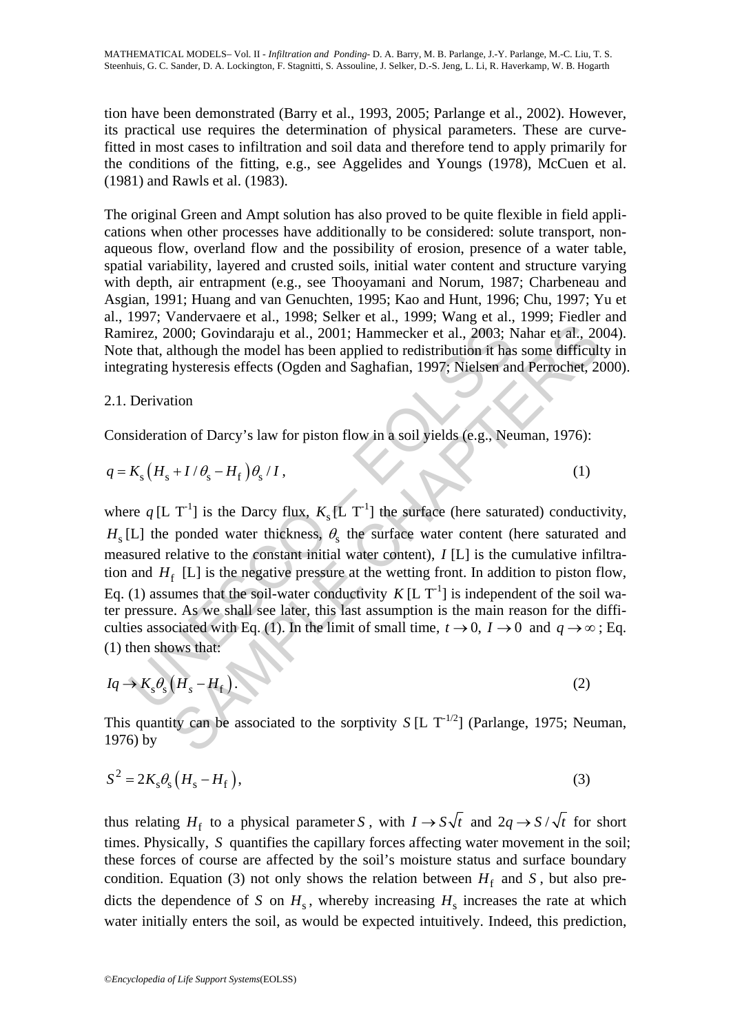tion have been demonstrated (Barry et al., 1993, 2005; Parlange et al., 2002). However, its practical use requires the determination of physical parameters. These are curve-fitted in most cases to infiltration and soil data and therefore tend to apply primarily for the conditions of the fitting, e.g., see Aggelides and Youngs (1978), McCuen et al. (1981) and Rawls et al. (1983).

The original Green and Ampt solution has also proved to be quite flexible in field applications when other processes have additionally to be considered: solute transport, non-aqueous flow, overland flow and the possibility of erosion, presence of a water table, spatial variability, layered and crusted soils, initial water content and structure varying with depth, air entrapment (e.g., see Thooyamani and Norum, 1987; Charbeneau and Asgian, 1991; Huang and van Genuchten, 1995; Kao and Hunt, 1996; Chu, 1997; Yu et al., 1997; Vandervaere et al., 1998; Selker et al., 1999; Wang et al., 1999; Fiedler and Ramirez, 2000; Govindaraju et al., 2001; Hammecker et al., 2003; Nahar et al., 2004). Note that, although the model has been applied to redistribution it has some difficulty in integrating hysteresis effects (Ogden and Saghafian, 1997; Nielsen and Perrochet, 2000).

## 2.1. Derivation

Consideration of Darcy's law for piston flow in a soil yields (e.g., Neuman, 1976):

$$q = K_s\left(H_s + I/\theta_s - H_f\right)\theta_s / I, \tag{1}$$

where $q$ [L T$^{-1}$] is the Darcy flux, $K_s$ [L T$^{-1}$] the surface (here saturated) conductivity, $H_s$ [L] the ponded water thickness, $\theta_s$ the surface water content (here saturated and measured relative to the constant initial water content), $I$ [L] is the cumulative infiltration and $H_f$ [L] is the negative pressure at the wetting front. In addition to piston flow, Eq. (1) assumes that the soil-water conductivity $K$ [L T$^{-1}$] is independent of the soil water pressure. As we shall see later, this last assumption is the main reason for the difficulties associated with Eq. (1). In the limit of small time, $t \to 0$, $I \to 0$ and $q \to \infty$; Eq. (1) then shows that:

$$Iq \to K_s\theta_s\left(H_s - H_f\right). \tag{2}$$

This quantity can be associated to the sorptivity $S$ [L T$^{-1/2}$] (Parlange, 1975; Neuman, 1976) by

$$S^2 = 2K_s\theta_s\left(H_s - H_f\right), \tag{3}$$

thus relating $H_f$ to a physical parameter $S$, with $I \to S\sqrt{t}$ and $2q \to S/\sqrt{t}$ for short times. Physically, $S$ quantifies the capillary forces affecting water movement in the soil; these forces of course are affected by the soil's moisture status and surface boundary condition. Equation (3) not only shows the relation between $H_f$ and $S$, but also predicts the dependence of $S$ on $H_s$, whereby increasing $H_s$ increases the rate at which water initially enters the soil, as would be expected intuitively. Indeed, this prediction,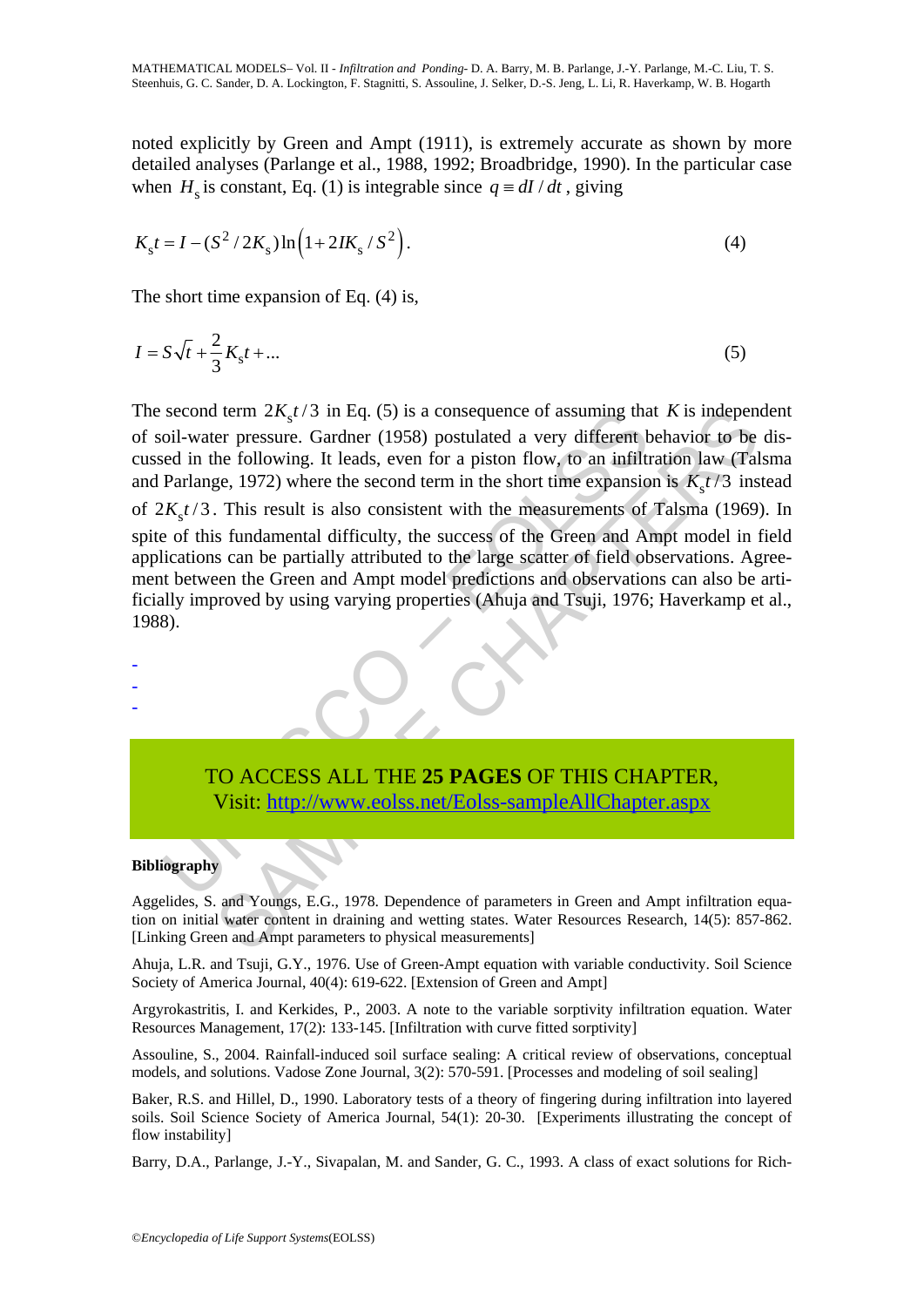noted explicitly by Green and Ampt (1911), is extremely accurate as shown by more detailed analyses (Parlange et al., 1988, 1992; Broadbridge, 1990). In the particular case when $H_s$ is constant, Eq. (1) is integrable since $q \equiv dI/dt$, giving

$$K_s t = I - (S^2/2K_s)\ln\left(1 + 2IK_s/S^2\right). \tag{4}$$

The short time expansion of Eq. (4) is,

$$I = S\sqrt{t} + \frac{2}{3}K_s t + ... \tag{5}$$

The second term $2K_s t/3$ in Eq. (5) is a consequence of assuming that $K$ is independent of soil-water pressure. Gardner (1958) postulated a very different behavior to be discussed in the following. It leads, even for a piston flow, to an infiltration law (Talsma and Parlange, 1972) where the second term in the short time expansion is $K_s t/3$ instead of $2K_s t/3$. This result is also consistent with the measurements of Talsma (1969). In spite of this fundamental difficulty, the success of the Green and Ampt model in field applications can be partially attributed to the large scatter of field observations. Agreement between the Green and Ampt model predictions and observations can also be artificially improved by using varying properties (Ahuja and Tsuji, 1976; Haverkamp et al., 1988).

-
-
-

TO ACCESS ALL THE **25 PAGES** OF THIS CHAPTER,
Visit: http://www.eolss.net/Eolss-sampleAllChapter.aspx

**Bibliography**

Aggelides, S. and Youngs, E.G., 1978. Dependence of parameters in Green and Ampt infiltration equation on initial water content in draining and wetting states. Water Resources Research, 14(5): 857-862. [Linking Green and Ampt parameters to physical measurements]

Ahuja, L.R. and Tsuji, G.Y., 1976. Use of Green-Ampt equation with variable conductivity. Soil Science Society of America Journal, 40(4): 619-622. [Extension of Green and Ampt]

Argyrokastritis, I. and Kerkides, P., 2003. A note to the variable sorptivity infiltration equation. Water Resources Management, 17(2): 133-145. [Infiltration with curve fitted sorptivity]

Assouline, S., 2004. Rainfall-induced soil surface sealing: A critical review of observations, conceptual models, and solutions. Vadose Zone Journal, 3(2): 570-591. [Processes and modeling of soil sealing]

Baker, R.S. and Hillel, D., 1990. Laboratory tests of a theory of fingering during infiltration into layered soils. Soil Science Society of America Journal, 54(1): 20-30. [Experiments illustrating the concept of flow instability]

Barry, D.A., Parlange, J.-Y., Sivapalan, M. and Sander, G. C., 1993. A class of exact solutions for Rich-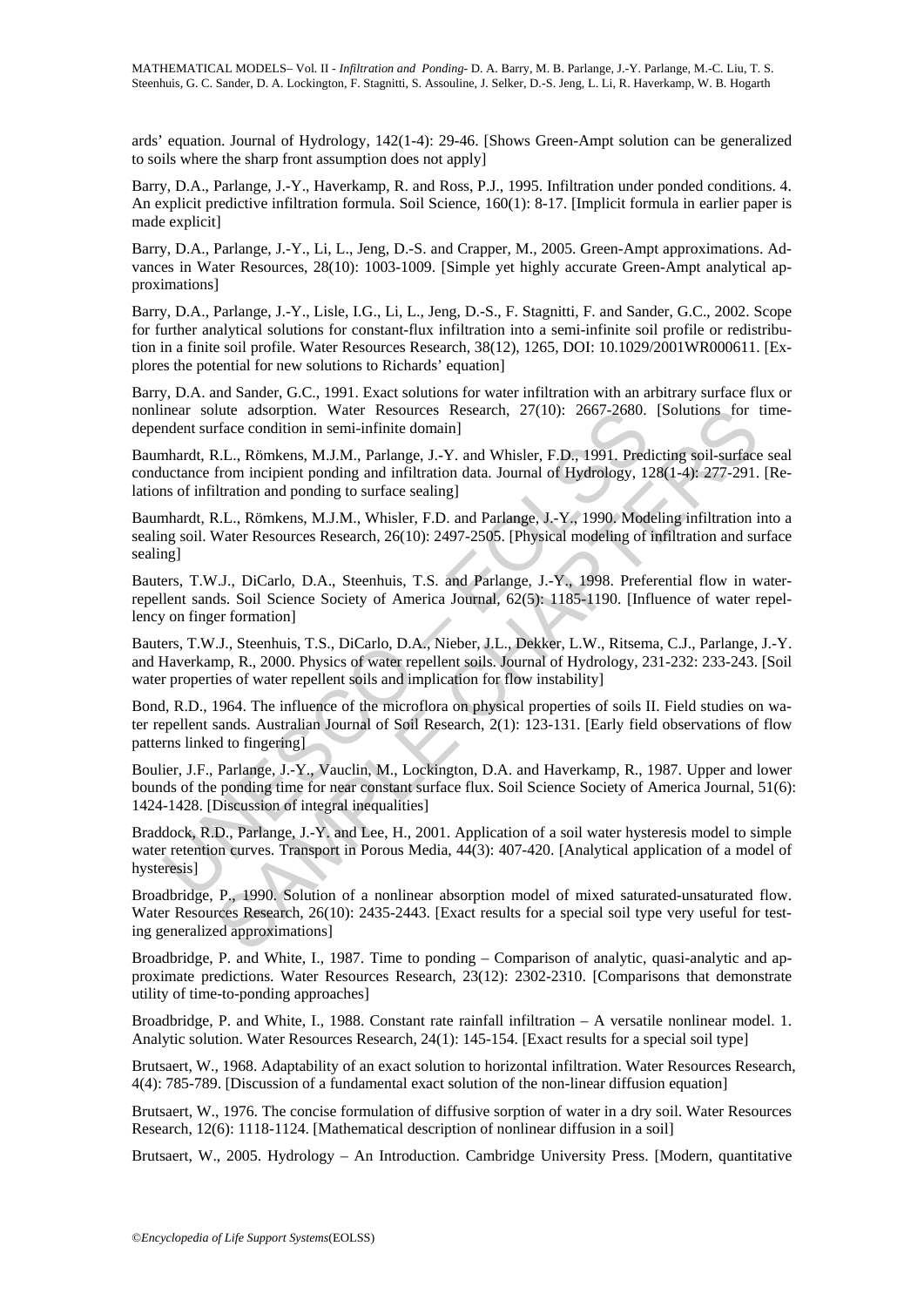ards' equation. Journal of Hydrology, 142(1-4): 29-46. [Shows Green-Ampt solution can be generalized to soils where the sharp front assumption does not apply]

Barry, D.A., Parlange, J.-Y., Haverkamp, R. and Ross, P.J., 1995. Infiltration under ponded conditions. 4. An explicit predictive infiltration formula. Soil Science, 160(1): 8-17. [Implicit formula in earlier paper is made explicit]

Barry, D.A., Parlange, J.-Y., Li, L., Jeng, D.-S. and Crapper, M., 2005. Green-Ampt approximations. Advances in Water Resources, 28(10): 1003-1009. [Simple yet highly accurate Green-Ampt analytical approximations]

Barry, D.A., Parlange, J.-Y., Lisle, I.G., Li, L., Jeng, D.-S., F. Stagnitti, F. and Sander, G.C., 2002. Scope for further analytical solutions for constant-flux infiltration into a semi-infinite soil profile or redistribution in a finite soil profile. Water Resources Research, 38(12), 1265, DOI: 10.1029/2001WR000611. [Explores the potential for new solutions to Richards' equation]

Barry, D.A. and Sander, G.C., 1991. Exact solutions for water infiltration with an arbitrary surface flux or nonlinear solute adsorption. Water Resources Research, 27(10): 2667-2680. [Solutions for time-dependent surface condition in semi-infinite domain]

Baumhardt, R.L., Römkens, M.J.M., Parlange, J.-Y. and Whisler, F.D., 1991. Predicting soil-surface seal conductance from incipient ponding and infiltration data. Journal of Hydrology, 128(1-4): 277-291. [Relations of infiltration and ponding to surface sealing]

Baumhardt, R.L., Römkens, M.J.M., Whisler, F.D. and Parlange, J.-Y., 1990. Modeling infiltration into a sealing soil. Water Resources Research, 26(10): 2497-2505. [Physical modeling of infiltration and surface sealing]

Bauters, T.W.J., DiCarlo, D.A., Steenhuis, T.S. and Parlange, J.-Y., 1998. Preferential flow in water-repellent sands. Soil Science Society of America Journal, 62(5): 1185-1190. [Influence of water repellency on finger formation]

Bauters, T.W.J., Steenhuis, T.S., DiCarlo, D.A., Nieber, J.L., Dekker, L.W., Ritsema, C.J., Parlange, J.-Y. and Haverkamp, R., 2000. Physics of water repellent soils. Journal of Hydrology, 231-232: 233-243. [Soil water properties of water repellent soils and implication for flow instability]

Bond, R.D., 1964. The influence of the microflora on physical properties of soils II. Field studies on water repellent sands. Australian Journal of Soil Research, 2(1): 123-131. [Early field observations of flow patterns linked to fingering]

Boulier, J.F., Parlange, J.-Y., Vauclin, M., Lockington, D.A. and Haverkamp, R., 1987. Upper and lower bounds of the ponding time for near constant surface flux. Soil Science Society of America Journal, 51(6): 1424-1428. [Discussion of integral inequalities]

Braddock, R.D., Parlange, J.-Y. and Lee, H., 2001. Application of a soil water hysteresis model to simple water retention curves. Transport in Porous Media, 44(3): 407-420. [Analytical application of a model of hysteresis]

Broadbridge, P., 1990. Solution of a nonlinear absorption model of mixed saturated-unsaturated flow. Water Resources Research, 26(10): 2435-2443. [Exact results for a special soil type very useful for testing generalized approximations]

Broadbridge, P. and White, I., 1987. Time to ponding – Comparison of analytic, quasi-analytic and approximate predictions. Water Resources Research, 23(12): 2302-2310. [Comparisons that demonstrate utility of time-to-ponding approaches]

Broadbridge, P. and White, I., 1988. Constant rate rainfall infiltration – A versatile nonlinear model. 1. Analytic solution. Water Resources Research, 24(1): 145-154. [Exact results for a special soil type]

Brutsaert, W., 1968. Adaptability of an exact solution to horizontal infiltration. Water Resources Research, 4(4): 785-789. [Discussion of a fundamental exact solution of the non-linear diffusion equation]

Brutsaert, W., 1976. The concise formulation of diffusive sorption of water in a dry soil. Water Resources Research, 12(6): 1118-1124. [Mathematical description of nonlinear diffusion in a soil]

Brutsaert, W., 2005. Hydrology – An Introduction. Cambridge University Press. [Modern, quantitative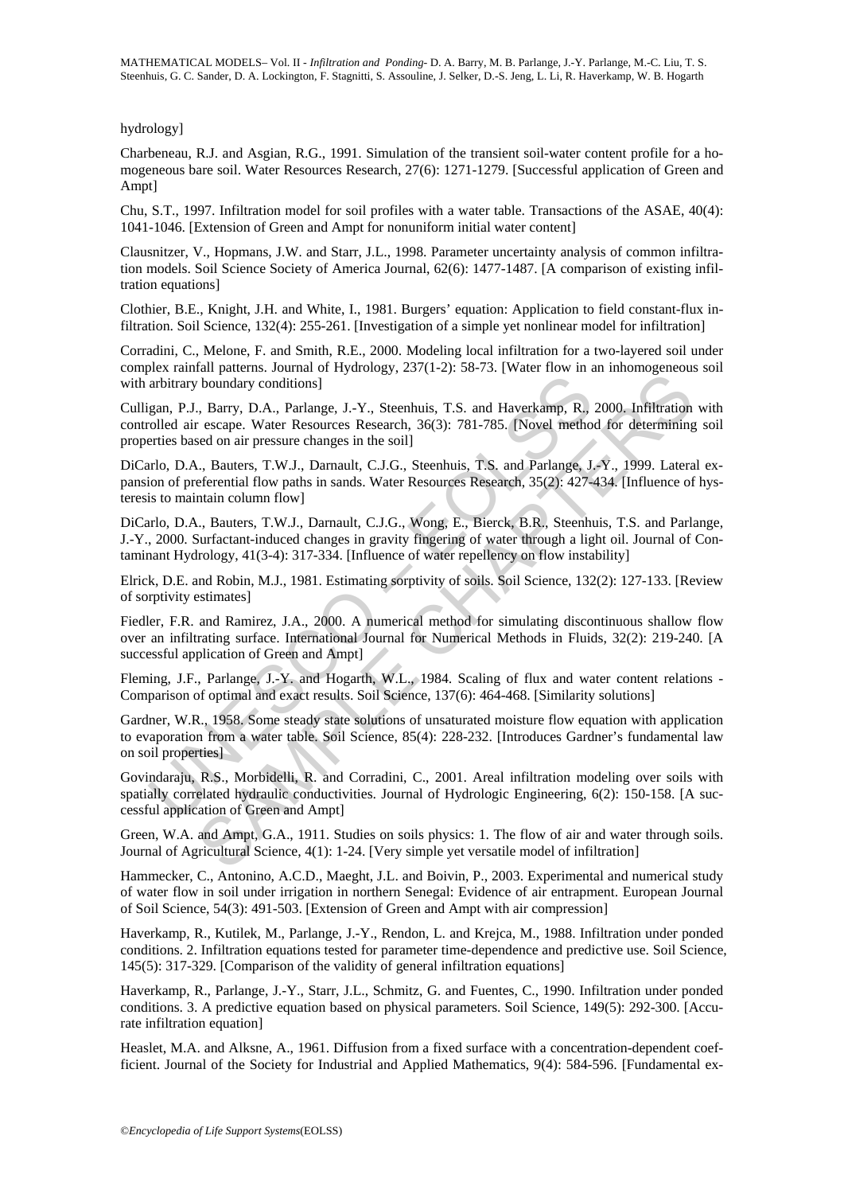hydrology]

Charbeneau, R.J. and Asgian, R.G., 1991. Simulation of the transient soil-water content profile for a homogeneous bare soil. Water Resources Research, 27(6): 1271-1279. [Successful application of Green and Ampt]

Chu, S.T., 1997. Infiltration model for soil profiles with a water table. Transactions of the ASAE, 40(4): 1041-1046. [Extension of Green and Ampt for nonuniform initial water content]

Clausnitzer, V., Hopmans, J.W. and Starr, J.L., 1998. Parameter uncertainty analysis of common infiltration models. Soil Science Society of America Journal, 62(6): 1477-1487. [A comparison of existing infiltration equations]

Clothier, B.E., Knight, J.H. and White, I., 1981. Burgers' equation: Application to field constant-flux infiltration. Soil Science, 132(4): 255-261. [Investigation of a simple yet nonlinear model for infiltration]

Corradini, C., Melone, F. and Smith, R.E., 2000. Modeling local infiltration for a two-layered soil under complex rainfall patterns. Journal of Hydrology, 237(1-2): 58-73. [Water flow in an inhomogeneous soil with arbitrary boundary conditions]

Culligan, P.J., Barry, D.A., Parlange, J.-Y., Steenhuis, T.S. and Haverkamp, R., 2000. Infiltration with controlled air escape. Water Resources Research, 36(3): 781-785. [Novel method for determining soil properties based on air pressure changes in the soil]

DiCarlo, D.A., Bauters, T.W.J., Darnault, C.J.G., Steenhuis, T.S. and Parlange, J.-Y., 1999. Lateral expansion of preferential flow paths in sands. Water Resources Research, 35(2): 427-434. [Influence of hysteresis to maintain column flow]

DiCarlo, D.A., Bauters, T.W.J., Darnault, C.J.G., Wong, E., Bierck, B.R., Steenhuis, T.S. and Parlange, J.-Y., 2000. Surfactant-induced changes in gravity fingering of water through a light oil. Journal of Contaminant Hydrology, 41(3-4): 317-334. [Influence of water repellency on flow instability]

Elrick, D.E. and Robin, M.J., 1981. Estimating sorptivity of soils. Soil Science, 132(2): 127-133. [Review of sorptivity estimates]

Fiedler, F.R. and Ramirez, J.A., 2000. A numerical method for simulating discontinuous shallow flow over an infiltrating surface. International Journal for Numerical Methods in Fluids, 32(2): 219-240. [A successful application of Green and Ampt]

Fleming, J.F., Parlange, J.-Y. and Hogarth, W.L., 1984. Scaling of flux and water content relations - Comparison of optimal and exact results. Soil Science, 137(6): 464-468. [Similarity solutions]

Gardner, W.R., 1958. Some steady state solutions of unsaturated moisture flow equation with application to evaporation from a water table. Soil Science, 85(4): 228-232. [Introduces Gardner's fundamental law on soil properties]

Govindaraju, R.S., Morbidelli, R. and Corradini, C., 2001. Areal infiltration modeling over soils with spatially correlated hydraulic conductivities. Journal of Hydrologic Engineering, 6(2): 150-158. [A successful application of Green and Ampt]

Green, W.A. and Ampt, G.A., 1911. Studies on soils physics: 1. The flow of air and water through soils. Journal of Agricultural Science, 4(1): 1-24. [Very simple yet versatile model of infiltration]

Hammecker, C., Antonino, A.C.D., Maeght, J.L. and Boivin, P., 2003. Experimental and numerical study of water flow in soil under irrigation in northern Senegal: Evidence of air entrapment. European Journal of Soil Science, 54(3): 491-503. [Extension of Green and Ampt with air compression]

Haverkamp, R., Kutilek, M., Parlange, J.-Y., Rendon, L. and Krejca, M., 1988. Infiltration under ponded conditions. 2. Infiltration equations tested for parameter time-dependence and predictive use. Soil Science, 145(5): 317-329. [Comparison of the validity of general infiltration equations]

Haverkamp, R., Parlange, J.-Y., Starr, J.L., Schmitz, G. and Fuentes, C., 1990. Infiltration under ponded conditions. 3. A predictive equation based on physical parameters. Soil Science, 149(5): 292-300. [Accurate infiltration equation]

Heaslet, M.A. and Alksne, A., 1961. Diffusion from a fixed surface with a concentration-dependent coefficient. Journal of the Society for Industrial and Applied Mathematics, 9(4): 584-596. [Fundamental ex-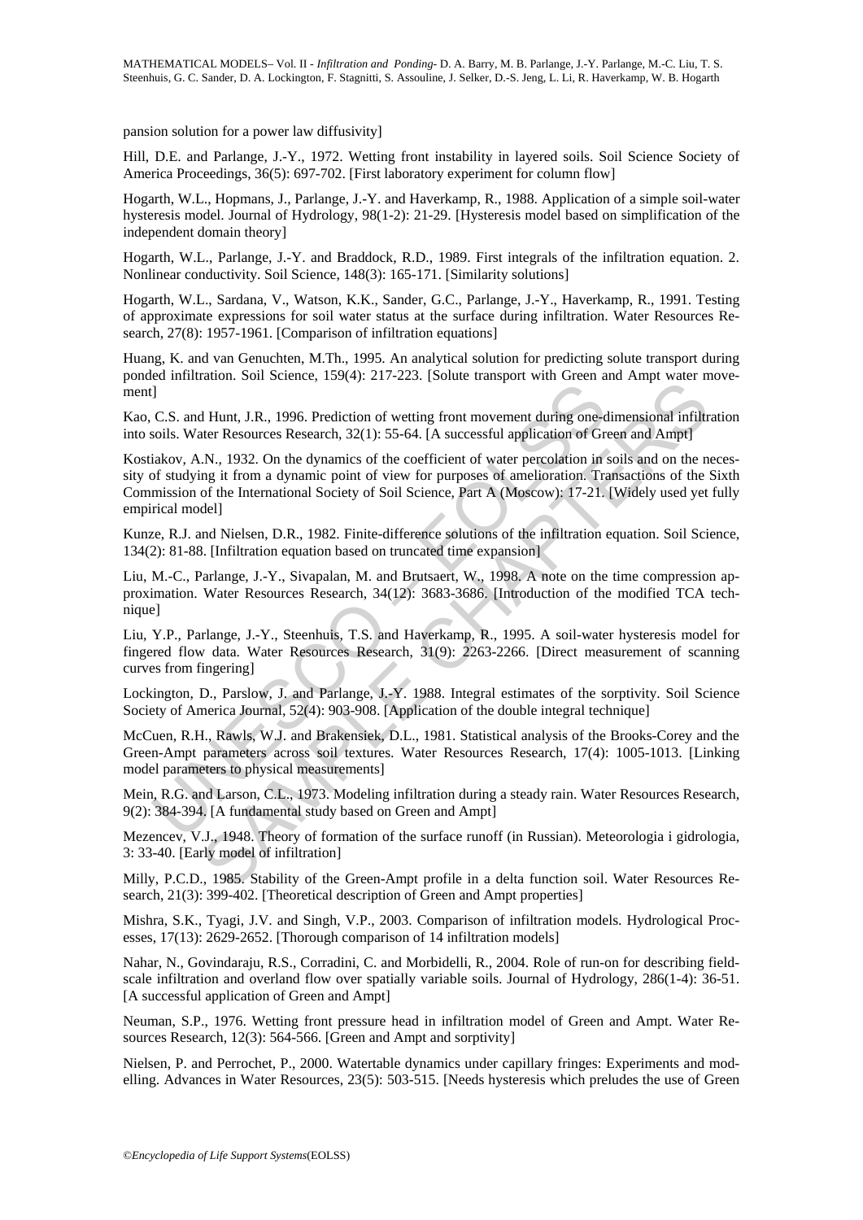pansion solution for a power law diffusivity]

Hill, D.E. and Parlange, J.-Y., 1972. Wetting front instability in layered soils. Soil Science Society of America Proceedings, 36(5): 697-702. [First laboratory experiment for column flow]

Hogarth, W.L., Hopmans, J., Parlange, J.-Y. and Haverkamp, R., 1988. Application of a simple soil-water hysteresis model. Journal of Hydrology, 98(1-2): 21-29. [Hysteresis model based on simplification of the independent domain theory]

Hogarth, W.L., Parlange, J.-Y. and Braddock, R.D., 1989. First integrals of the infiltration equation. 2. Nonlinear conductivity. Soil Science, 148(3): 165-171. [Similarity solutions]

Hogarth, W.L., Sardana, V., Watson, K.K., Sander, G.C., Parlange, J.-Y., Haverkamp, R., 1991. Testing of approximate expressions for soil water status at the surface during infiltration. Water Resources Research, 27(8): 1957-1961. [Comparison of infiltration equations]

Huang, K. and van Genuchten, M.Th., 1995. An analytical solution for predicting solute transport during ponded infiltration. Soil Science, 159(4): 217-223. [Solute transport with Green and Ampt water movement]

Kao, C.S. and Hunt, J.R., 1996. Prediction of wetting front movement during one-dimensional infiltration into soils. Water Resources Research, 32(1): 55-64. [A successful application of Green and Ampt]

Kostiakov, A.N., 1932. On the dynamics of the coefficient of water percolation in soils and on the necessity of studying it from a dynamic point of view for purposes of amelioration. Transactions of the Sixth Commission of the International Society of Soil Science, Part A (Moscow): 17-21. [Widely used yet fully empirical model]

Kunze, R.J. and Nielsen, D.R., 1982. Finite-difference solutions of the infiltration equation. Soil Science, 134(2): 81-88. [Infiltration equation based on truncated time expansion]

Liu, M.-C., Parlange, J.-Y., Sivapalan, M. and Brutsaert, W., 1998. A note on the time compression approximation. Water Resources Research, 34(12): 3683-3686. [Introduction of the modified TCA technique]

Liu, Y.P., Parlange, J.-Y., Steenhuis, T.S. and Haverkamp, R., 1995. A soil-water hysteresis model for fingered flow data. Water Resources Research, 31(9): 2263-2266. [Direct measurement of scanning curves from fingering]

Lockington, D., Parslow, J. and Parlange, J.-Y. 1988. Integral estimates of the sorptivity. Soil Science Society of America Journal, 52(4): 903-908. [Application of the double integral technique]

McCuen, R.H., Rawls, W.J. and Brakensiek, D.L., 1981. Statistical analysis of the Brooks-Corey and the Green-Ampt parameters across soil textures. Water Resources Research, 17(4): 1005-1013. [Linking model parameters to physical measurements]

Mein, R.G. and Larson, C.L., 1973. Modeling infiltration during a steady rain. Water Resources Research, 9(2): 384-394. [A fundamental study based on Green and Ampt]

Mezencev, V.J., 1948. Theory of formation of the surface runoff (in Russian). Meteorologia i gidrologia, 3: 33-40. [Early model of infiltration]

Milly, P.C.D., 1985. Stability of the Green-Ampt profile in a delta function soil. Water Resources Research, 21(3): 399-402. [Theoretical description of Green and Ampt properties]

Mishra, S.K., Tyagi, J.V. and Singh, V.P., 2003. Comparison of infiltration models. Hydrological Processes, 17(13): 2629-2652. [Thorough comparison of 14 infiltration models]

Nahar, N., Govindaraju, R.S., Corradini, C. and Morbidelli, R., 2004. Role of run-on for describing field-scale infiltration and overland flow over spatially variable soils. Journal of Hydrology, 286(1-4): 36-51. [A successful application of Green and Ampt]

Neuman, S.P., 1976. Wetting front pressure head in infiltration model of Green and Ampt. Water Resources Research, 12(3): 564-566. [Green and Ampt and sorptivity]

Nielsen, P. and Perrochet, P., 2000. Watertable dynamics under capillary fringes: Experiments and modelling. Advances in Water Resources, 23(5): 503-515. [Needs hysteresis which preludes the use of Green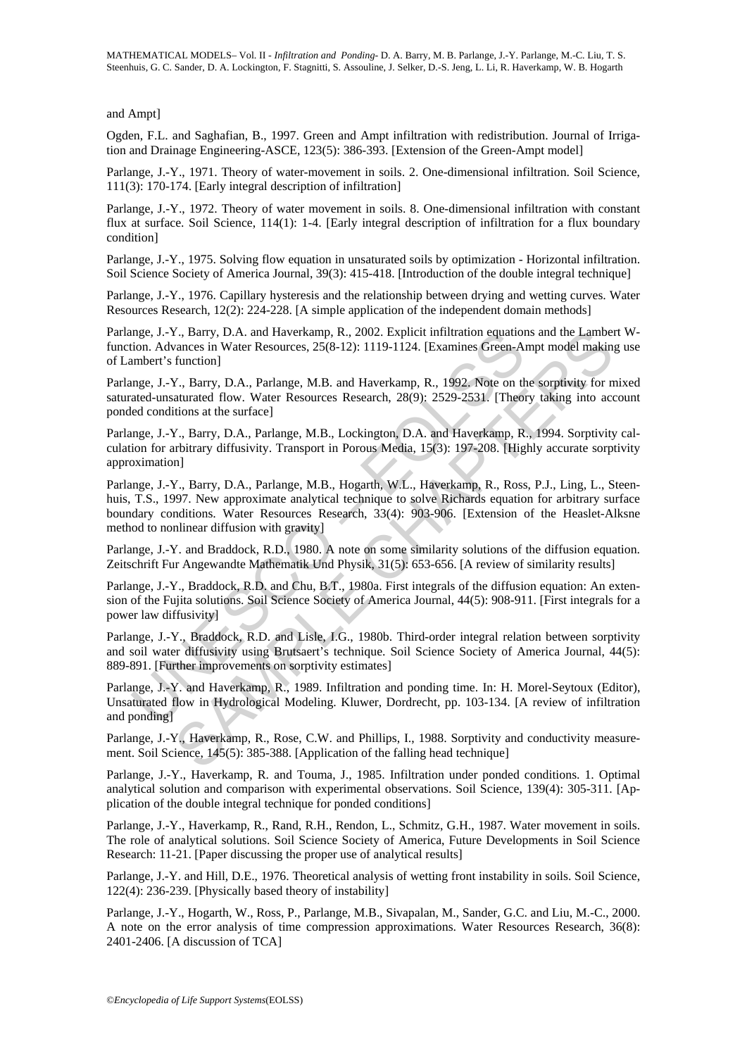and Ampt]

Ogden, F.L. and Saghafian, B., 1997. Green and Ampt infiltration with redistribution. Journal of Irrigation and Drainage Engineering-ASCE, 123(5): 386-393. [Extension of the Green-Ampt model]

Parlange, J.-Y., 1971. Theory of water-movement in soils. 2. One-dimensional infiltration. Soil Science, 111(3): 170-174. [Early integral description of infiltration]

Parlange, J.-Y., 1972. Theory of water movement in soils. 8. One-dimensional infiltration with constant flux at surface. Soil Science, 114(1): 1-4. [Early integral description of infiltration for a flux boundary condition]

Parlange, J.-Y., 1975. Solving flow equation in unsaturated soils by optimization - Horizontal infiltration. Soil Science Society of America Journal, 39(3): 415-418. [Introduction of the double integral technique]

Parlange, J.-Y., 1976. Capillary hysteresis and the relationship between drying and wetting curves. Water Resources Research, 12(2): 224-228. [A simple application of the independent domain methods]

Parlange, J.-Y., Barry, D.A. and Haverkamp, R., 2002. Explicit infiltration equations and the Lambert W-function. Advances in Water Resources, 25(8-12): 1119-1124. [Examines Green-Ampt model making use of Lambert's function]

Parlange, J.-Y., Barry, D.A., Parlange, M.B. and Haverkamp, R., 1992. Note on the sorptivity for mixed saturated-unsaturated flow. Water Resources Research, 28(9): 2529-2531. [Theory taking into account ponded conditions at the surface]

Parlange, J.-Y., Barry, D.A., Parlange, M.B., Lockington, D.A. and Haverkamp, R., 1994. Sorptivity calculation for arbitrary diffusivity. Transport in Porous Media, 15(3): 197-208. [Highly accurate sorptivity approximation]

Parlange, J.-Y., Barry, D.A., Parlange, M.B., Hogarth, W.L., Haverkamp, R., Ross, P.J., Ling, L., Steenhuis, T.S., 1997. New approximate analytical technique to solve Richards equation for arbitrary surface boundary conditions. Water Resources Research, 33(4): 903-906. [Extension of the Heaslet-Alksne method to nonlinear diffusion with gravity]

Parlange, J.-Y. and Braddock, R.D., 1980. A note on some similarity solutions of the diffusion equation. Zeitschrift Fur Angewandte Mathematik Und Physik, 31(5): 653-656. [A review of similarity results]

Parlange, J.-Y., Braddock, R.D. and Chu, B.T., 1980a. First integrals of the diffusion equation: An extension of the Fujita solutions. Soil Science Society of America Journal, 44(5): 908-911. [First integrals for a power law diffusivity]

Parlange, J.-Y., Braddock, R.D. and Lisle, I.G., 1980b. Third-order integral relation between sorptivity and soil water diffusivity using Brutsaert's technique. Soil Science Society of America Journal, 44(5): 889-891. [Further improvements on sorptivity estimates]

Parlange, J.-Y. and Haverkamp, R., 1989. Infiltration and ponding time. In: H. Morel-Seytoux (Editor), Unsaturated flow in Hydrological Modeling. Kluwer, Dordrecht, pp. 103-134. [A review of infiltration and ponding]

Parlange, J.-Y., Haverkamp, R., Rose, C.W. and Phillips, I., 1988. Sorptivity and conductivity measurement. Soil Science, 145(5): 385-388. [Application of the falling head technique]

Parlange, J.-Y., Haverkamp, R. and Touma, J., 1985. Infiltration under ponded conditions. 1. Optimal analytical solution and comparison with experimental observations. Soil Science, 139(4): 305-311. [Application of the double integral technique for ponded conditions]

Parlange, J.-Y., Haverkamp, R., Rand, R.H., Rendon, L., Schmitz, G.H., 1987. Water movement in soils. The role of analytical solutions. Soil Science Society of America, Future Developments in Soil Science Research: 11-21. [Paper discussing the proper use of analytical results]

Parlange, J.-Y. and Hill, D.E., 1976. Theoretical analysis of wetting front instability in soils. Soil Science, 122(4): 236-239. [Physically based theory of instability]

Parlange, J.-Y., Hogarth, W., Ross, P., Parlange, M.B., Sivapalan, M., Sander, G.C. and Liu, M.-C., 2000. A note on the error analysis of time compression approximations. Water Resources Research, 36(8): 2401-2406. [A discussion of TCA]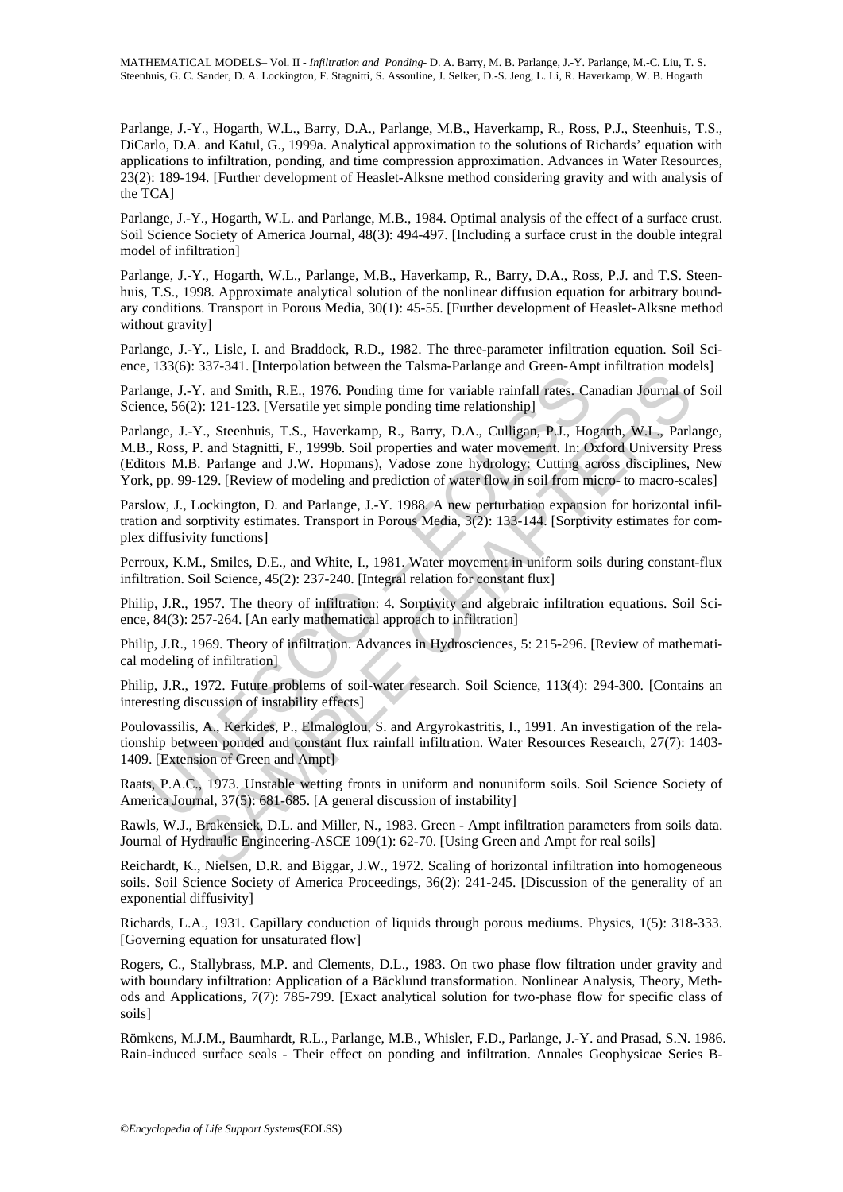Parlange, J.-Y., Hogarth, W.L., Barry, D.A., Parlange, M.B., Haverkamp, R., Ross, P.J., Steenhuis, T.S., DiCarlo, D.A. and Katul, G., 1999a. Analytical approximation to the solutions of Richards' equation with applications to infiltration, ponding, and time compression approximation. Advances in Water Resources, 23(2): 189-194. [Further development of Heaslet-Alksne method considering gravity and with analysis of the TCA]

Parlange, J.-Y., Hogarth, W.L. and Parlange, M.B., 1984. Optimal analysis of the effect of a surface crust. Soil Science Society of America Journal, 48(3): 494-497. [Including a surface crust in the double integral model of infiltration]

Parlange, J.-Y., Hogarth, W.L., Parlange, M.B., Haverkamp, R., Barry, D.A., Ross, P.J. and T.S. Steenhuis, T.S., 1998. Approximate analytical solution of the nonlinear diffusion equation for arbitrary boundary conditions. Transport in Porous Media, 30(1): 45-55. [Further development of Heaslet-Alksne method without gravity]

Parlange, J.-Y., Lisle, I. and Braddock, R.D., 1982. The three-parameter infiltration equation. Soil Science, 133(6): 337-341. [Interpolation between the Talsma-Parlange and Green-Ampt infiltration models]

Parlange, J.-Y. and Smith, R.E., 1976. Ponding time for variable rainfall rates. Canadian Journal of Soil Science, 56(2): 121-123. [Versatile yet simple ponding time relationship]

Parlange, J.-Y., Steenhuis, T.S., Haverkamp, R., Barry, D.A., Culligan, P.J., Hogarth, W.L., Parlange, M.B., Ross, P. and Stagnitti, F., 1999b. Soil properties and water movement. In: Oxford University Press (Editors M.B. Parlange and J.W. Hopmans), Vadose zone hydrology: Cutting across disciplines, New York, pp. 99-129. [Review of modeling and prediction of water flow in soil from micro- to macro-scales]

Parslow, J., Lockington, D. and Parlange, J.-Y. 1988. A new perturbation expansion for horizontal infiltration and sorptivity estimates. Transport in Porous Media, 3(2): 133-144. [Sorptivity estimates for complex diffusivity functions]

Perroux, K.M., Smiles, D.E., and White, I., 1981. Water movement in uniform soils during constant-flux infiltration. Soil Science, 45(2): 237-240. [Integral relation for constant flux]

Philip, J.R., 1957. The theory of infiltration: 4. Sorptivity and algebraic infiltration equations. Soil Science, 84(3): 257-264. [An early mathematical approach to infiltration]

Philip, J.R., 1969. Theory of infiltration. Advances in Hydrosciences, 5: 215-296. [Review of mathematical modeling of infiltration]

Philip, J.R., 1972. Future problems of soil-water research. Soil Science, 113(4): 294-300. [Contains an interesting discussion of instability effects]

Poulovassilis, A., Kerkides, P., Elmaloglou, S. and Argyrokastritis, I., 1991. An investigation of the relationship between ponded and constant flux rainfall infiltration. Water Resources Research, 27(7): 1403-1409. [Extension of Green and Ampt]

Raats, P.A.C., 1973. Unstable wetting fronts in uniform and nonuniform soils. Soil Science Society of America Journal, 37(5): 681-685. [A general discussion of instability]

Rawls, W.J., Brakensiek, D.L. and Miller, N., 1983. Green - Ampt infiltration parameters from soils data. Journal of Hydraulic Engineering-ASCE 109(1): 62-70. [Using Green and Ampt for real soils]

Reichardt, K., Nielsen, D.R. and Biggar, J.W., 1972. Scaling of horizontal infiltration into homogeneous soils. Soil Science Society of America Proceedings, 36(2): 241-245. [Discussion of the generality of an exponential diffusivity]

Richards, L.A., 1931. Capillary conduction of liquids through porous mediums. Physics, 1(5): 318-333. [Governing equation for unsaturated flow]

Rogers, C., Stallybrass, M.P. and Clements, D.L., 1983. On two phase flow filtration under gravity and with boundary infiltration: Application of a Bäcklund transformation. Nonlinear Analysis, Theory, Methods and Applications, 7(7): 785-799. [Exact analytical solution for two-phase flow for specific class of soils]

Römkens, M.J.M., Baumhardt, R.L., Parlange, M.B., Whisler, F.D., Parlange, J.-Y. and Prasad, S.N. 1986. Rain-induced surface seals - Their effect on ponding and infiltration. Annales Geophysicae Series B-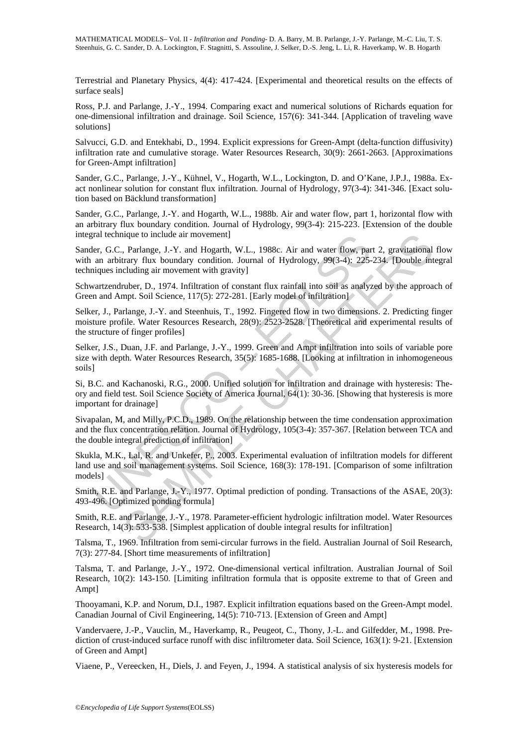Terrestrial and Planetary Physics, 4(4): 417-424. [Experimental and theoretical results on the effects of surface seals]

Ross, P.J. and Parlange, J.-Y., 1994. Comparing exact and numerical solutions of Richards equation for one-dimensional infiltration and drainage. Soil Science, 157(6): 341-344. [Application of traveling wave solutions]

Salvucci, G.D. and Entekhabi, D., 1994. Explicit expressions for Green-Ampt (delta-function diffusivity) infiltration rate and cumulative storage. Water Resources Research, 30(9): 2661-2663. [Approximations for Green-Ampt infiltration]

Sander, G.C., Parlange, J.-Y., Kühnel, V., Hogarth, W.L., Lockington, D. and O'Kane, J.P.J., 1988a. Exact nonlinear solution for constant flux infiltration. Journal of Hydrology, 97(3-4): 341-346. [Exact solution based on Bäcklund transformation]

Sander, G.C., Parlange, J.-Y. and Hogarth, W.L., 1988b. Air and water flow, part 1, horizontal flow with an arbitrary flux boundary condition. Journal of Hydrology, 99(3-4): 215-223. [Extension of the double integral technique to include air movement]

Sander, G.C., Parlange, J.-Y. and Hogarth, W.L., 1988c. Air and water flow, part 2, gravitational flow with an arbitrary flux boundary condition. Journal of Hydrology, 99(3-4): 225-234. [Double integral techniques including air movement with gravity]

Schwartzendruber, D., 1974. Infiltration of constant flux rainfall into soil as analyzed by the approach of Green and Ampt. Soil Science, 117(5): 272-281. [Early model of infiltration]

Selker, J., Parlange, J.-Y. and Steenhuis, T., 1992. Fingered flow in two dimensions. 2. Predicting finger moisture profile. Water Resources Research, 28(9): 2523-2528. [Theoretical and experimental results of the structure of finger profiles]

Selker, J.S., Duan, J.F. and Parlange, J.-Y., 1999. Green and Ampt infiltration into soils of variable pore size with depth. Water Resources Research, 35(5): 1685-1688. [Looking at infiltration in inhomogeneous soils]

Si, B.C. and Kachanoski, R.G., 2000. Unified solution for infiltration and drainage with hysteresis: Theory and field test. Soil Science Society of America Journal, 64(1): 30-36. [Showing that hysteresis is more important for drainage]

Sivapalan, M, and Milly, P.C.D., 1989. On the relationship between the time condensation approximation and the flux concentration relation. Journal of Hydrology, 105(3-4): 357-367. [Relation between TCA and the double integral prediction of infiltration]

Skukla, M.K., Lal, R. and Unkefer, P., 2003. Experimental evaluation of infiltration models for different land use and soil management systems. Soil Science, 168(3): 178-191. [Comparison of some infiltration models]

Smith, R.E. and Parlange, J.-Y., 1977. Optimal prediction of ponding. Transactions of the ASAE, 20(3): 493-496. [Optimized ponding formula]

Smith, R.E. and Parlange, J.-Y., 1978. Parameter-efficient hydrologic infiltration model. Water Resources Research, 14(3): 533-538. [Simplest application of double integral results for infiltration]

Talsma, T., 1969. Infiltration from semi-circular furrows in the field. Australian Journal of Soil Research, 7(3): 277-84. [Short time measurements of infiltration]

Talsma, T. and Parlange, J.-Y., 1972. One-dimensional vertical infiltration. Australian Journal of Soil Research, 10(2): 143-150. [Limiting infiltration formula that is opposite extreme to that of Green and Ampt]

Thooyamani, K.P. and Norum, D.I., 1987. Explicit infiltration equations based on the Green-Ampt model. Canadian Journal of Civil Engineering, 14(5): 710-713. [Extension of Green and Ampt]

Vandervaere, J.-P., Vauclin, M., Haverkamp, R., Peugeot, C., Thony, J.-L. and Gilfedder, M., 1998. Prediction of crust-induced surface runoff with disc infiltrometer data. Soil Science, 163(1): 9-21. [Extension of Green and Ampt]

Viaene, P., Vereecken, H., Diels, J. and Feyen, J., 1994. A statistical analysis of six hysteresis models for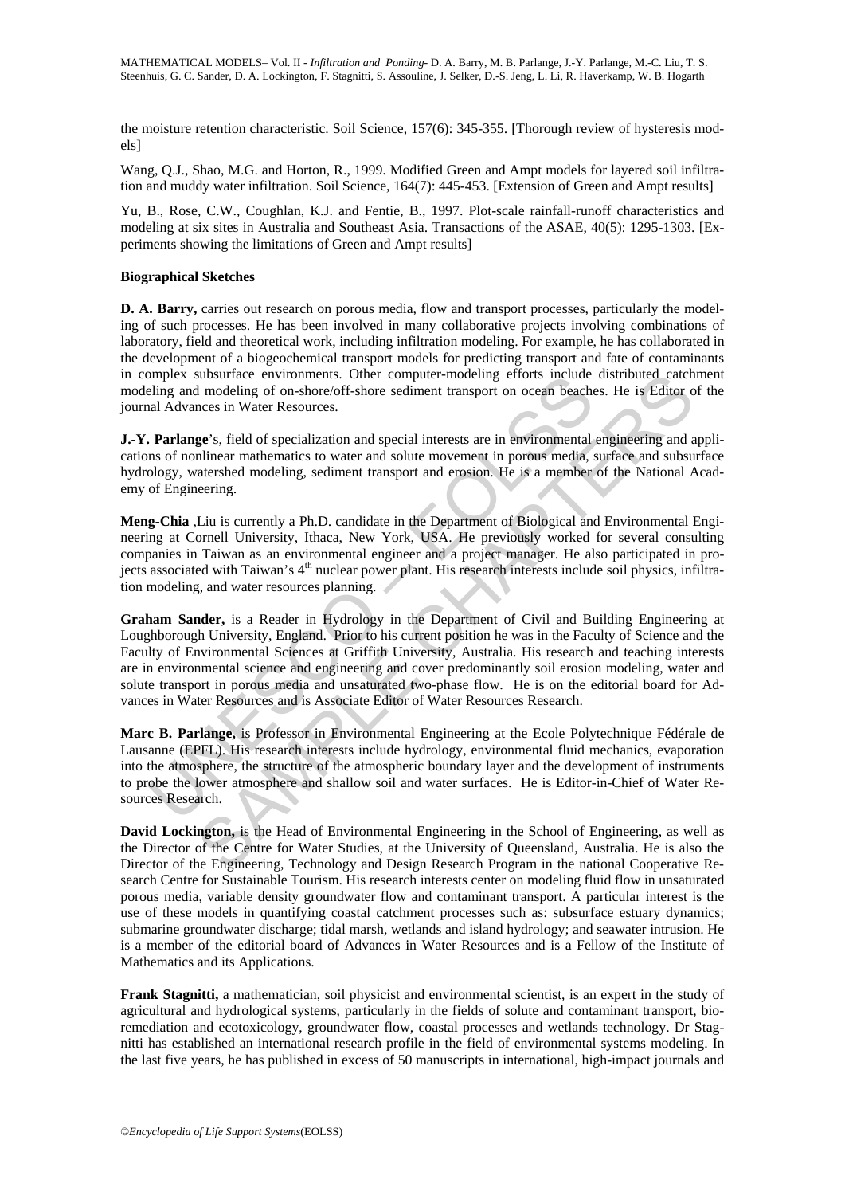the moisture retention characteristic. Soil Science, 157(6): 345-355. [Thorough review of hysteresis models]

Wang, Q.J., Shao, M.G. and Horton, R., 1999. Modified Green and Ampt models for layered soil infiltration and muddy water infiltration. Soil Science, 164(7): 445-453. [Extension of Green and Ampt results]

Yu, B., Rose, C.W., Coughlan, K.J. and Fentie, B., 1997. Plot-scale rainfall-runoff characteristics and modeling at six sites in Australia and Southeast Asia. Transactions of the ASAE, 40(5): 1295-1303. [Experiments showing the limitations of Green and Ampt results]

**Biographical Sketches**

**D. A. Barry,** carries out research on porous media, flow and transport processes, particularly the modeling of such processes. He has been involved in many collaborative projects involving combinations of laboratory, field and theoretical work, including infiltration modeling. For example, he has collaborated in the development of a biogeochemical transport models for predicting transport and fate of contaminants in complex subsurface environments. Other computer-modeling efforts include distributed catchment modeling and modeling of on-shore/off-shore sediment transport on ocean beaches. He is Editor of the journal Advances in Water Resources.

**J.-Y. Parlange**'s, field of specialization and special interests are in environmental engineering and applications of nonlinear mathematics to water and solute movement in porous media, surface and subsurface hydrology, watershed modeling, sediment transport and erosion. He is a member of the National Academy of Engineering.

**Meng-Chia** ,Liu is currently a Ph.D. candidate in the Department of Biological and Environmental Engineering at Cornell University, Ithaca, New York, USA. He previously worked for several consulting companies in Taiwan as an environmental engineer and a project manager. He also participated in projects associated with Taiwan's 4th nuclear power plant. His research interests include soil physics, infiltration modeling, and water resources planning.

**Graham Sander,** is a Reader in Hydrology in the Department of Civil and Building Engineering at Loughborough University, England. Prior to his current position he was in the Faculty of Science and the Faculty of Environmental Sciences at Griffith University, Australia. His research and teaching interests are in environmental science and engineering and cover predominantly soil erosion modeling, water and solute transport in porous media and unsaturated two-phase flow. He is on the editorial board for Advances in Water Resources and is Associate Editor of Water Resources Research.

**Marc B. Parlange,** is Professor in Environmental Engineering at the Ecole Polytechnique Fédérale de Lausanne (EPFL). His research interests include hydrology, environmental fluid mechanics, evaporation into the atmosphere, the structure of the atmospheric boundary layer and the development of instruments to probe the lower atmosphere and shallow soil and water surfaces. He is Editor-in-Chief of Water Resources Research.

**David Lockington,** is the Head of Environmental Engineering in the School of Engineering, as well as the Director of the Centre for Water Studies, at the University of Queensland, Australia. He is also the Director of the Engineering, Technology and Design Research Program in the national Cooperative Research Centre for Sustainable Tourism. His research interests center on modeling fluid flow in unsaturated porous media, variable density groundwater flow and contaminant transport. A particular interest is the use of these models in quantifying coastal catchment processes such as: subsurface estuary dynamics; submarine groundwater discharge; tidal marsh, wetlands and island hydrology; and seawater intrusion. He is a member of the editorial board of Advances in Water Resources and is a Fellow of the Institute of Mathematics and its Applications.

**Frank Stagnitti,** a mathematician, soil physicist and environmental scientist, is an expert in the study of agricultural and hydrological systems, particularly in the fields of solute and contaminant transport, bioremediation and ecotoxicology, groundwater flow, coastal processes and wetlands technology. Dr Stagnitti has established an international research profile in the field of environmental systems modeling. In the last five years, he has published in excess of 50 manuscripts in international, high-impact journals and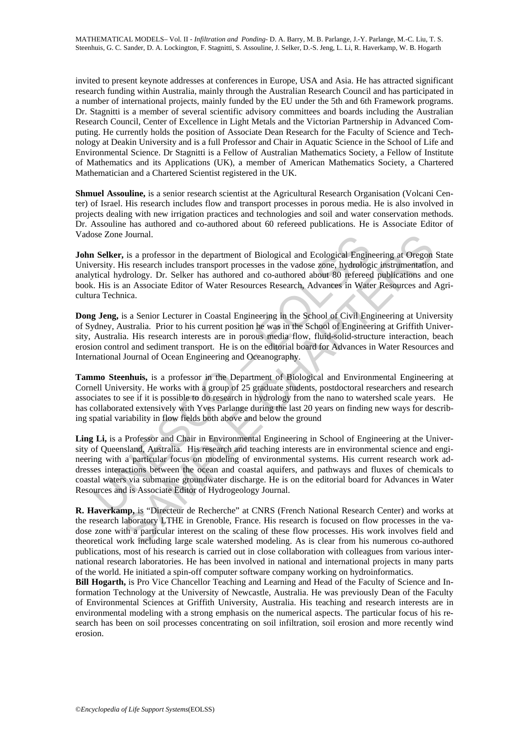invited to present keynote addresses at conferences in Europe, USA and Asia. He has attracted significant research funding within Australia, mainly through the Australian Research Council and has participated in a number of international projects, mainly funded by the EU under the 5th and 6th Framework programs. Dr. Stagnitti is a member of several scientific advisory committees and boards including the Australian Research Council, Center of Excellence in Light Metals and the Victorian Partnership in Advanced Computing. He currently holds the position of Associate Dean Research for the Faculty of Science and Technology at Deakin University and is a full Professor and Chair in Aquatic Science in the School of Life and Environmental Science. Dr Stagnitti is a Fellow of Australian Mathematics Society, a Fellow of Institute of Mathematics and its Applications (UK), a member of American Mathematics Society, a Chartered Mathematician and a Chartered Scientist registered in the UK.

**Shmuel Assouline,** is a senior research scientist at the Agricultural Research Organisation (Volcani Center) of Israel. His research includes flow and transport processes in porous media. He is also involved in projects dealing with new irrigation practices and technologies and soil and water conservation methods. Dr. Assouline has authored and co-authored about 60 refereed publications. He is Associate Editor of Vadose Zone Journal.

**John Selker,** is a professor in the department of Biological and Ecological Engineering at Oregon State University. His research includes transport processes in the vadose zone, hydrologic instrumentation, and analytical hydrology. Dr. Selker has authored and co-authored about 80 refereed publications and one book. His is an Associate Editor of Water Resources Research, Advances in Water Resources and Agricultura Technica.

**Dong Jeng,** is a Senior Lecturer in Coastal Engineering in the School of Civil Engineering at University of Sydney, Australia. Prior to his current position he was in the School of Engineering at Griffith University, Australia. His research interests are in porous media flow, fluid-solid-structure interaction, beach erosion control and sediment transport. He is on the editorial board for Advances in Water Resources and International Journal of Ocean Engineering and Oceanography.

**Tammo Steenhuis,** is a professor in the Department of Biological and Environmental Engineering at Cornell University. He works with a group of 25 graduate students, postdoctoral researchers and research associates to see if it is possible to do research in hydrology from the nano to watershed scale years. He has collaborated extensively with Yves Parlange during the last 20 years on finding new ways for describing spatial variability in flow fields both above and below the ground

**Ling Li,** is a Professor and Chair in Environmental Engineering in School of Engineering at the University of Queensland, Australia. His research and teaching interests are in environmental science and engineering with a particular focus on modeling of environmental systems. His current research work addresses interactions between the ocean and coastal aquifers, and pathways and fluxes of chemicals to coastal waters via submarine groundwater discharge. He is on the editorial board for Advances in Water Resources and is Associate Editor of Hydrogeology Journal.

**R. Haverkamp,** is "Directeur de Recherche" at CNRS (French National Research Center) and works at the research laboratory LTHE in Grenoble, France. His research is focused on flow processes in the vadose zone with a particular interest on the scaling of these flow processes. His work involves field and theoretical work including large scale watershed modeling. As is clear from his numerous co-authored publications, most of his research is carried out in close collaboration with colleagues from various international research laboratories. He has been involved in national and international projects in many parts of the world. He initiated a spin-off computer software company working on hydroinformatics.

**Bill Hogarth,** is Pro Vice Chancellor Teaching and Learning and Head of the Faculty of Science and Information Technology at the University of Newcastle, Australia. He was previously Dean of the Faculty of Environmental Sciences at Griffith University, Australia. His teaching and research interests are in environmental modeling with a strong emphasis on the numerical aspects. The particular focus of his research has been on soil processes concentrating on soil infiltration, soil erosion and more recently wind erosion.